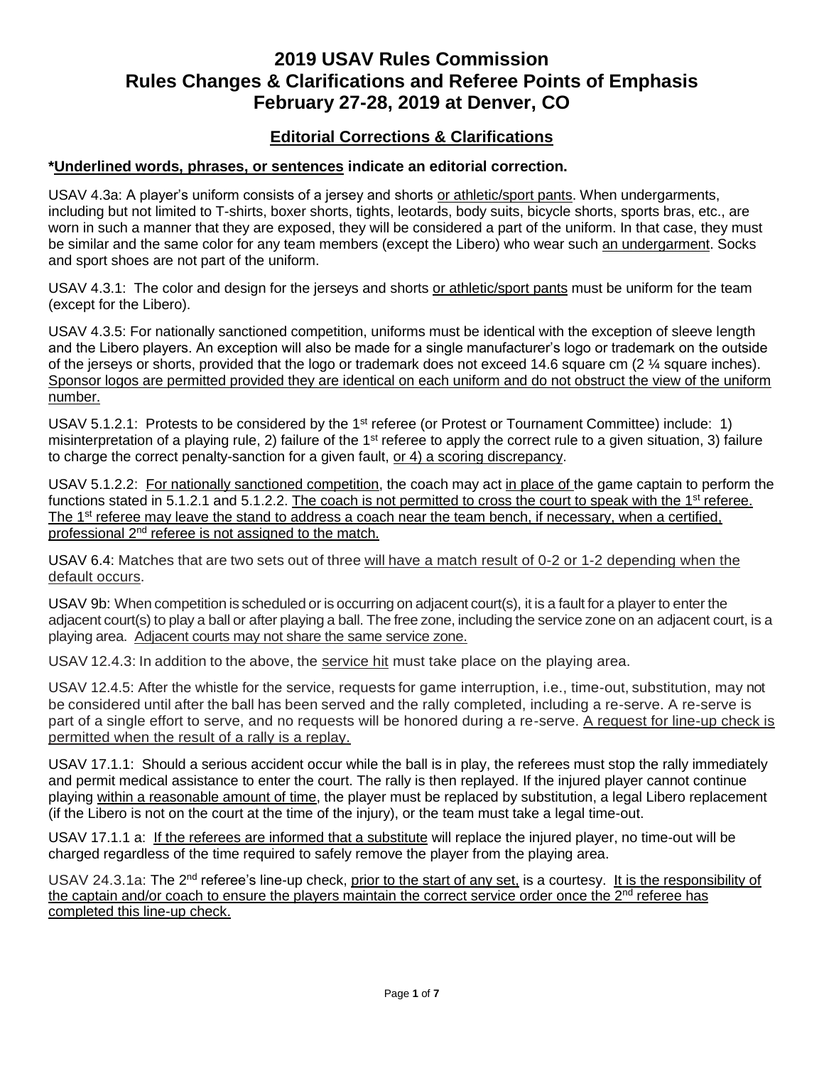# 2019 USAV Rules Commission
# Rules Changes & Clarifications and Referee Points of Emphasis
# February 27-28, 2019 at Denver, CO

## Editorial Corrections & Clarifications

**\*Underlined words, phrases, or sentences indicate an editorial correction.**

USAV 4.3a: A player's uniform consists of a jersey and shorts or athletic/sport pants. When undergarments, including but not limited to T-shirts, boxer shorts, tights, leotards, body suits, bicycle shorts, sports bras, etc., are worn in such a manner that they are exposed, they will be considered a part of the uniform. In that case, they must be similar and the same color for any team members (except the Libero) who wear such an undergarment. Socks and sport shoes are not part of the uniform.

USAV 4.3.1: The color and design for the jerseys and shorts or athletic/sport pants must be uniform for the team (except for the Libero).

USAV 4.3.5: For nationally sanctioned competition, uniforms must be identical with the exception of sleeve length and the Libero players. An exception will also be made for a single manufacturer's logo or trademark on the outside of the jerseys or shorts, provided that the logo or trademark does not exceed 14.6 square cm (2 ¼ square inches). Sponsor logos are permitted provided they are identical on each uniform and do not obstruct the view of the uniform number.

USAV 5.1.2.1: Protests to be considered by the 1st referee (or Protest or Tournament Committee) include: 1) misinterpretation of a playing rule, 2) failure of the 1st referee to apply the correct rule to a given situation, 3) failure to charge the correct penalty-sanction for a given fault, or 4) a scoring discrepancy.

USAV 5.1.2.2: For nationally sanctioned competition, the coach may act in place of the game captain to perform the functions stated in 5.1.2.1 and 5.1.2.2. The coach is not permitted to cross the court to speak with the 1st referee. The 1st referee may leave the stand to address a coach near the team bench, if necessary, when a certified, professional 2nd referee is not assigned to the match.

USAV 6.4: Matches that are two sets out of three will have a match result of 0-2 or 1-2 depending when the default occurs.

USAV 9b: When competition is scheduled or is occurring on adjacent court(s), it is a fault for a player to enter the adjacent court(s) to play a ball or after playing a ball. The free zone, including the service zone on an adjacent court, is a playing area. Adjacent courts may not share the same service zone.

USAV 12.4.3: In addition to the above, the service hit must take place on the playing area.

USAV 12.4.5: After the whistle for the service, requests for game interruption, i.e., time-out, substitution, may not be considered until after the ball has been served and the rally completed, including a re-serve. A re-serve is part of a single effort to serve, and no requests will be honored during a re-serve. A request for line-up check is permitted when the result of a rally is a replay.

USAV 17.1.1: Should a serious accident occur while the ball is in play, the referees must stop the rally immediately and permit medical assistance to enter the court. The rally is then replayed. If the injured player cannot continue playing within a reasonable amount of time, the player must be replaced by substitution, a legal Libero replacement (if the Libero is not on the court at the time of the injury), or the team must take a legal time-out.

USAV 17.1.1 a: If the referees are informed that a substitute will replace the injured player, no time-out will be charged regardless of the time required to safely remove the player from the playing area.

USAV 24.3.1a: The 2nd referee's line-up check, prior to the start of any set, is a courtesy. It is the responsibility of the captain and/or coach to ensure the players maintain the correct service order once the 2nd referee has completed this line-up check.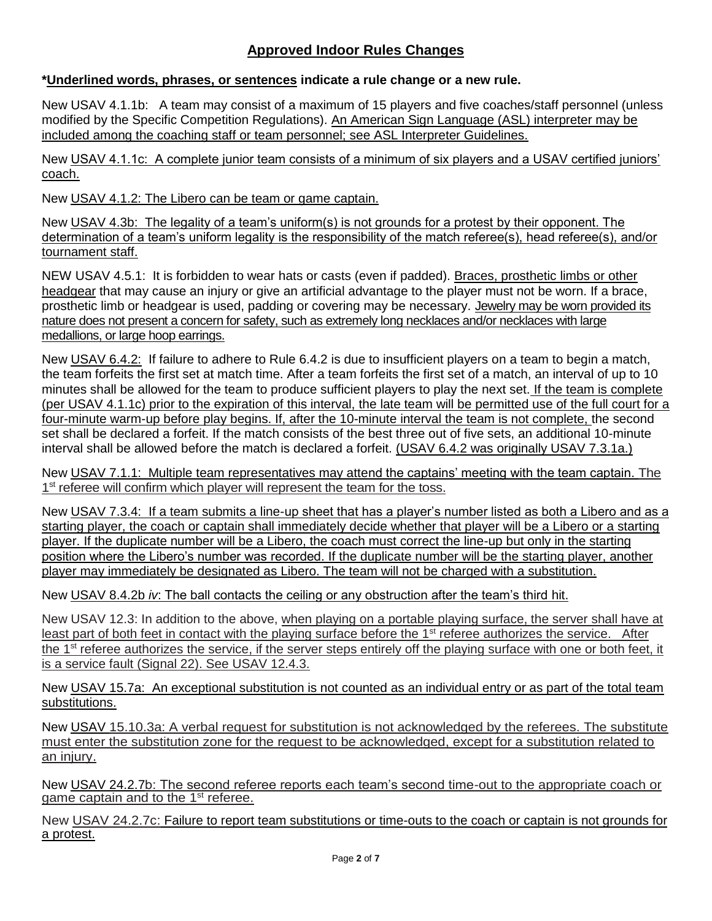## Approved Indoor Rules Changes

**\*Underlined words, phrases, or sentences indicate a rule change or a new rule.**

New USAV 4.1.1b: A team may consist of a maximum of 15 players and five coaches/staff personnel (unless modified by the Specific Competition Regulations). <u>An American Sign Language (ASL) interpreter may be included among the coaching staff or team personnel; see ASL Interpreter Guidelines.</u>

New <u>USAV 4.1.1c: A complete junior team consists of a minimum of six players and a USAV certified juniors' coach.</u>

New <u>USAV 4.1.2: The Libero can be team or game captain.</u>

New <u>USAV 4.3b: The legality of a team's uniform(s) is not grounds for a protest by their opponent. The determination of a team's uniform legality is the responsibility of the match referee(s), head referee(s), and/or tournament staff.</u>

NEW USAV 4.5.1: It is forbidden to wear hats or casts (even if padded). <u>Braces, prosthetic limbs or other headgear</u> that may cause an injury or give an artificial advantage to the player must not be worn. If a brace, prosthetic limb or headgear is used, padding or covering may be necessary. <u>Jewelry may be worn provided its nature does not present a concern for safety, such as extremely long necklaces and/or necklaces with large medallions, or large hoop earrings.</u>

New <u>USAV 6.4.2:</u> If failure to adhere to Rule 6.4.2 is due to insufficient players on a team to begin a match, the team forfeits the first set at match time. After a team forfeits the first set of a match, an interval of up to 10 minutes shall be allowed for the team to produce sufficient players to play the next set. <u>If the team is complete (per USAV 4.1.1c) prior to the expiration of this interval, the late team will be permitted use of the full court for a four-minute warm-up before play begins. If, after the 10-minute interval the team is not complete,</u> the second set shall be declared a forfeit. If the match consists of the best three out of five sets, an additional 10-minute interval shall be allowed before the match is declared a forfeit. <u>(USAV 6.4.2 was originally USAV 7.3.1a.)</u>

New <u>USAV 7.1.1: Multiple team representatives may attend the captains' meeting with the team captain. The 1st referee will confirm which player will represent the team for the toss.</u>

New <u>USAV 7.3.4: If a team submits a line-up sheet that has a player's number listed as both a Libero and as a starting player, the coach or captain shall immediately decide whether that player will be a Libero or a starting player. If the duplicate number will be a Libero, the coach must correct the line-up but only in the starting position where the Libero's number was recorded. If the duplicate number will be the starting player, another player may immediately be designated as Libero. The team will not be charged with a substitution.</u>

New <u>USAV 8.4.2b *iv*: The ball contacts the ceiling or any obstruction after the team's third hit.</u>

New USAV 12.3: In addition to the above, <u>when playing on a portable playing surface, the server shall have at least part of both feet in contact with the playing surface before the 1st referee authorizes the service. After the 1st referee authorizes the service, if the server steps entirely off the playing surface with one or both feet, it is a service fault (Signal 22). See USAV 12.4.3.</u>

New <u>USAV 15.7a: An exceptional substitution is not counted as an individual entry or as part of the total team substitutions.</u>

New <u>USAV 15.10.3a: A verbal request for substitution is not acknowledged by the referees. The substitute must enter the substitution zone for the request to be acknowledged, except for a substitution related to an injury.</u>

New <u>USAV 24.2.7b: The second referee reports each team's second time-out to the appropriate coach or game captain and to the 1st referee.</u>

New <u>USAV 24.2.7c: Failure to report team substitutions or time-outs to the coach or captain is not grounds for a protest.</u>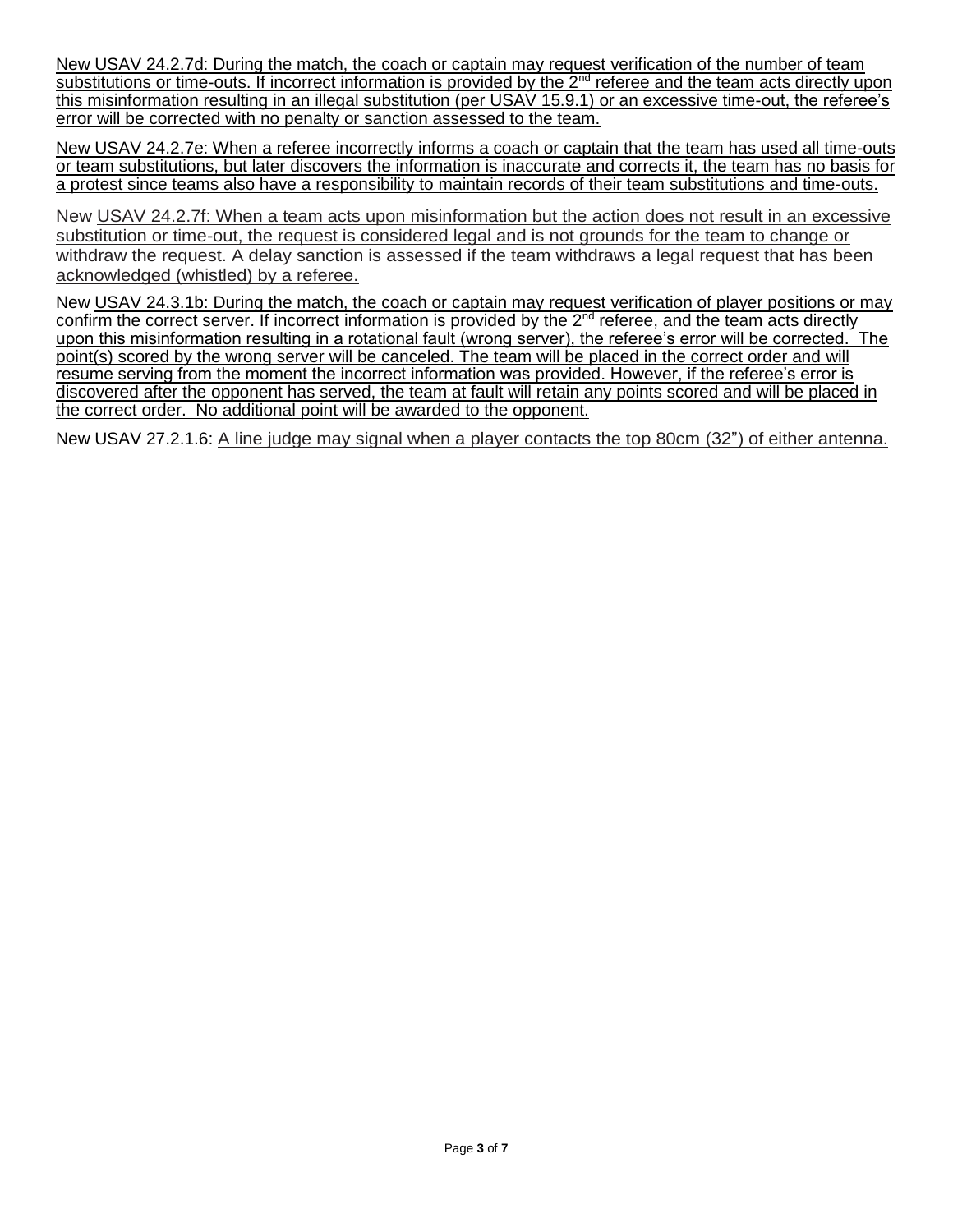New USAV 24.2.7d: During the match, the coach or captain may request verification of the number of team substitutions or time-outs. If incorrect information is provided by the 2nd referee and the team acts directly upon this misinformation resulting in an illegal substitution (per USAV 15.9.1) or an excessive time-out, the referee's error will be corrected with no penalty or sanction assessed to the team.

New USAV 24.2.7e: When a referee incorrectly informs a coach or captain that the team has used all time-outs or team substitutions, but later discovers the information is inaccurate and corrects it, the team has no basis for a protest since teams also have a responsibility to maintain records of their team substitutions and time-outs.

New USAV 24.2.7f: When a team acts upon misinformation but the action does not result in an excessive substitution or time-out, the request is considered legal and is not grounds for the team to change or withdraw the request. A delay sanction is assessed if the team withdraws a legal request that has been acknowledged (whistled) by a referee.

New USAV 24.3.1b: During the match, the coach or captain may request verification of player positions or may confirm the correct server. If incorrect information is provided by the 2nd referee, and the team acts directly upon this misinformation resulting in a rotational fault (wrong server), the referee's error will be corrected. The point(s) scored by the wrong server will be canceled. The team will be placed in the correct order and will resume serving from the moment the incorrect information was provided. However, if the referee's error is discovered after the opponent has served, the team at fault will retain any points scored and will be placed in the correct order. No additional point will be awarded to the opponent.

New USAV 27.2.1.6: A line judge may signal when a player contacts the top 80cm (32") of either antenna.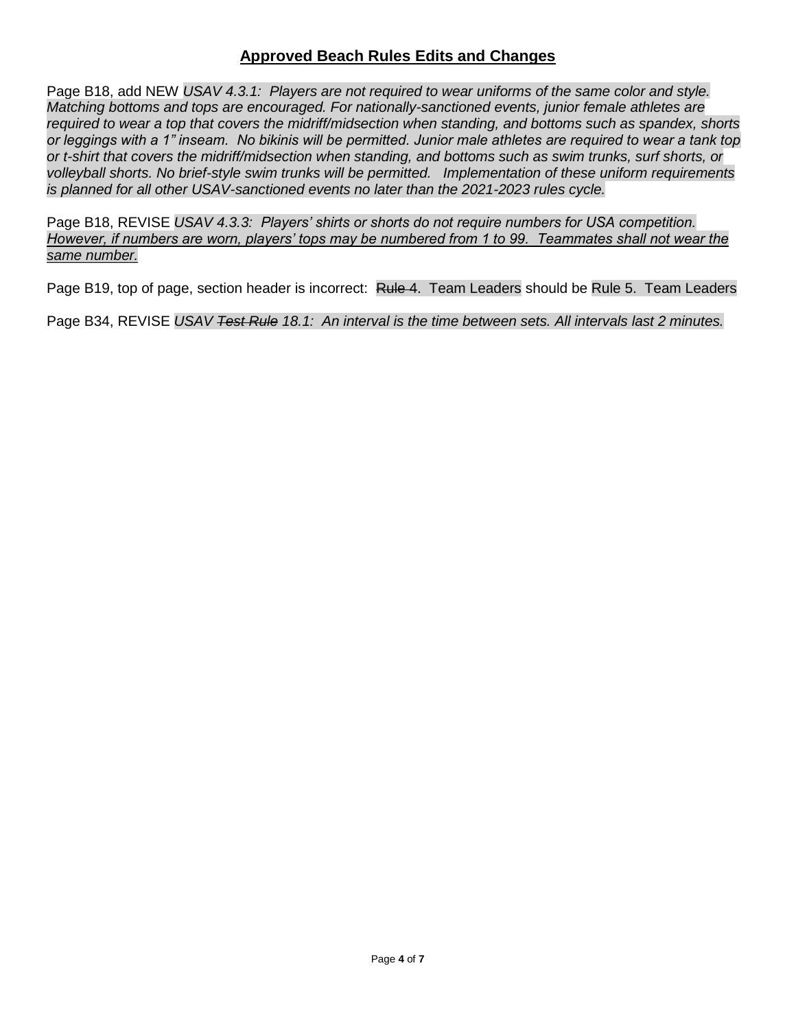## **Approved Beach Rules Edits and Changes**

Page B18, add NEW *USAV 4.3.1: Players are not required to wear uniforms of the same color and style. Matching bottoms and tops are encouraged. For nationally-sanctioned events, junior female athletes are required to wear a top that covers the midriff/midsection when standing, and bottoms such as spandex, shorts or leggings with a 1" inseam. No bikinis will be permitted. Junior male athletes are required to wear a tank top or t-shirt that covers the midriff/midsection when standing, and bottoms such as swim trunks, surf shorts, or volleyball shorts. No brief-style swim trunks will be permitted. Implementation of these uniform requirements is planned for all other USAV-sanctioned events no later than the 2021-2023 rules cycle.*

Page B18, REVISE *USAV 4.3.3: Players' shirts or shorts do not require numbers for USA competition.* <u>*However, if numbers are worn, players' tops may be numbered from 1 to 99. Teammates shall not wear the same number.*</u>

Page B19, top of page, section header is incorrect: ~~Rule 4~~. Team Leaders should be Rule 5. Team Leaders

Page B34, REVISE *USAV ~~Test Rule~~ 18.1: An interval is the time between sets. All intervals last 2 minutes.*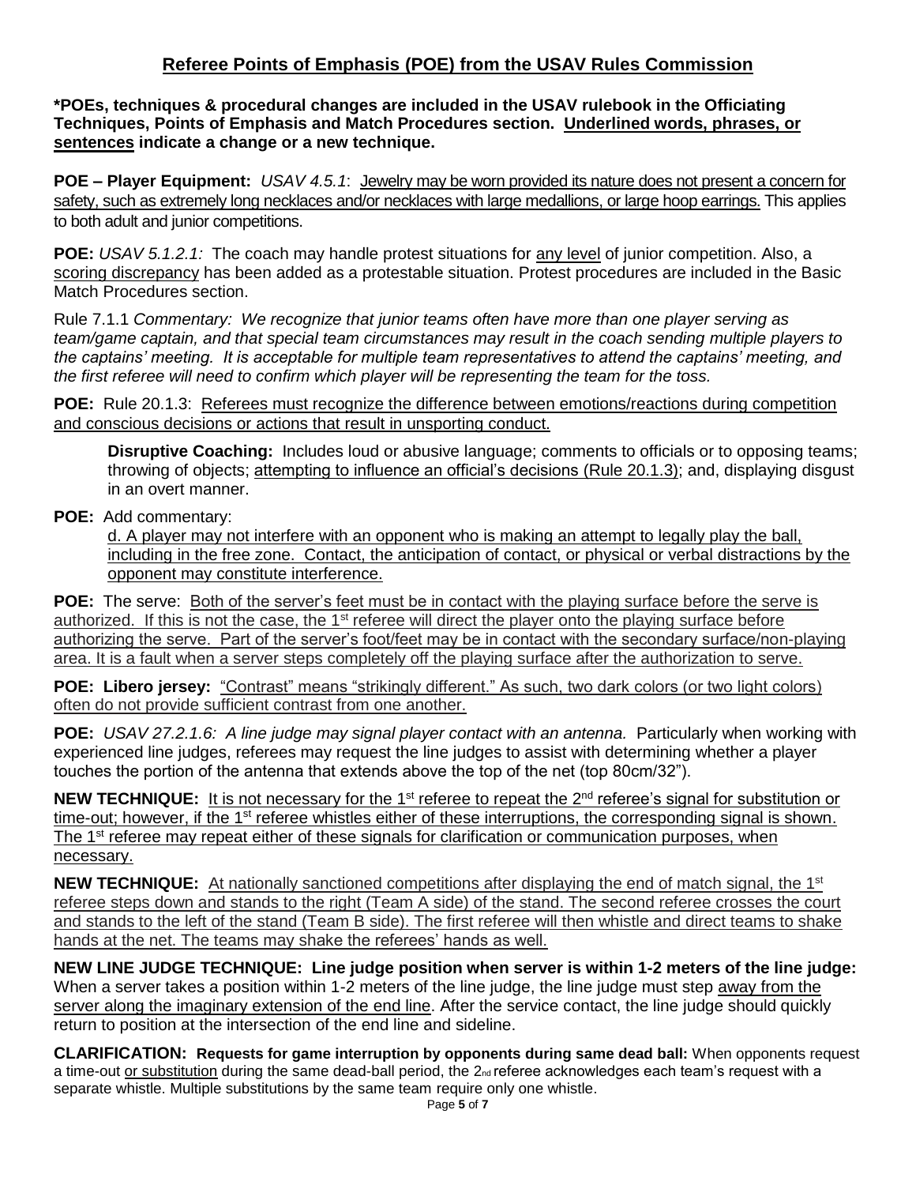## Referee Points of Emphasis (POE) from the USAV Rules Commission

**\*POEs, techniques & procedural changes are included in the USAV rulebook in the Officiating Techniques, Points of Emphasis and Match Procedures section. <u>Underlined words, phrases, or sentences</u> indicate a change or a new technique.**

**POE – Player Equipment:** *USAV 4.5.1*: <u>Jewelry may be worn provided its nature does not present a concern for safety, such as extremely long necklaces and/or necklaces with large medallions, or large hoop earrings.</u> This applies to both adult and junior competitions.

**POE:** *USAV 5.1.2.1:* The coach may handle protest situations for <u>any level</u> of junior competition. Also, a <u>scoring discrepancy</u> has been added as a protestable situation. Protest procedures are included in the Basic Match Procedures section.

Rule 7.1.1 *Commentary: We recognize that junior teams often have more than one player serving as team/game captain, and that special team circumstances may result in the coach sending multiple players to the captains' meeting. It is acceptable for multiple team representatives to attend the captains' meeting, and the first referee will need to confirm which player will be representing the team for the toss.*

**POE:** Rule 20.1.3: <u>Referees must recognize the difference between emotions/reactions during competition and conscious decisions or actions that result in unsporting conduct.</u>

> **Disruptive Coaching:** Includes loud or abusive language; comments to officials or to opposing teams; throwing of objects; <u>attempting to influence an official's decisions (Rule 20.1.3)</u>; and, displaying disgust in an overt manner.

**POE:** Add commentary:

> <u>d. A player may not interfere with an opponent who is making an attempt to legally play the ball, including in the free zone. Contact, the anticipation of contact, or physical or verbal distractions by the opponent may constitute interference.</u>

**POE:** The serve: <u>Both of the server's feet must be in contact with the playing surface before the serve is authorized. If this is not the case, the 1st referee will direct the player onto the playing surface before authorizing the serve. Part of the server's foot/feet may be in contact with the secondary surface/non-playing area. It is a fault when a server steps completely off the playing surface after the authorization to serve.</u>

**POE: Libero jersey:** <u>"Contrast" means "strikingly different." As such, two dark colors (or two light colors) often do not provide sufficient contrast from one another.</u>

**POE:** *USAV 27.2.1.6: A line judge may signal player contact with an antenna.* Particularly when working with experienced line judges, referees may request the line judges to assist with determining whether a player touches the portion of the antenna that extends above the top of the net (top 80cm/32").

**NEW TECHNIQUE:** <u>It is not necessary for the 1st referee to repeat the 2nd referee's signal for substitution or time-out; however, if the 1st referee whistles either of these interruptions, the corresponding signal is shown. The 1st referee may repeat either of these signals for clarification or communication purposes, when necessary.</u>

**NEW TECHNIQUE:** <u>At nationally sanctioned competitions after displaying the end of match signal, the 1st referee steps down and stands to the right (Team A side) of the stand. The second referee crosses the court and stands to the left of the stand (Team B side). The first referee will then whistle and direct teams to shake hands at the net. The teams may shake the referees' hands as well.</u>

**NEW LINE JUDGE TECHNIQUE: Line judge position when server is within 1-2 meters of the line judge:** When a server takes a position within 1-2 meters of the line judge, the line judge must step <u>away from the server along the imaginary extension of the end line</u>. After the service contact, the line judge should quickly return to position at the intersection of the end line and sideline.

**CLARIFICATION: Requests for game interruption by opponents during same dead ball:** When opponents request a time-out <u>or substitution</u> during the same dead-ball period, the 2nd referee acknowledges each team's request with a separate whistle. Multiple substitutions by the same team require only one whistle.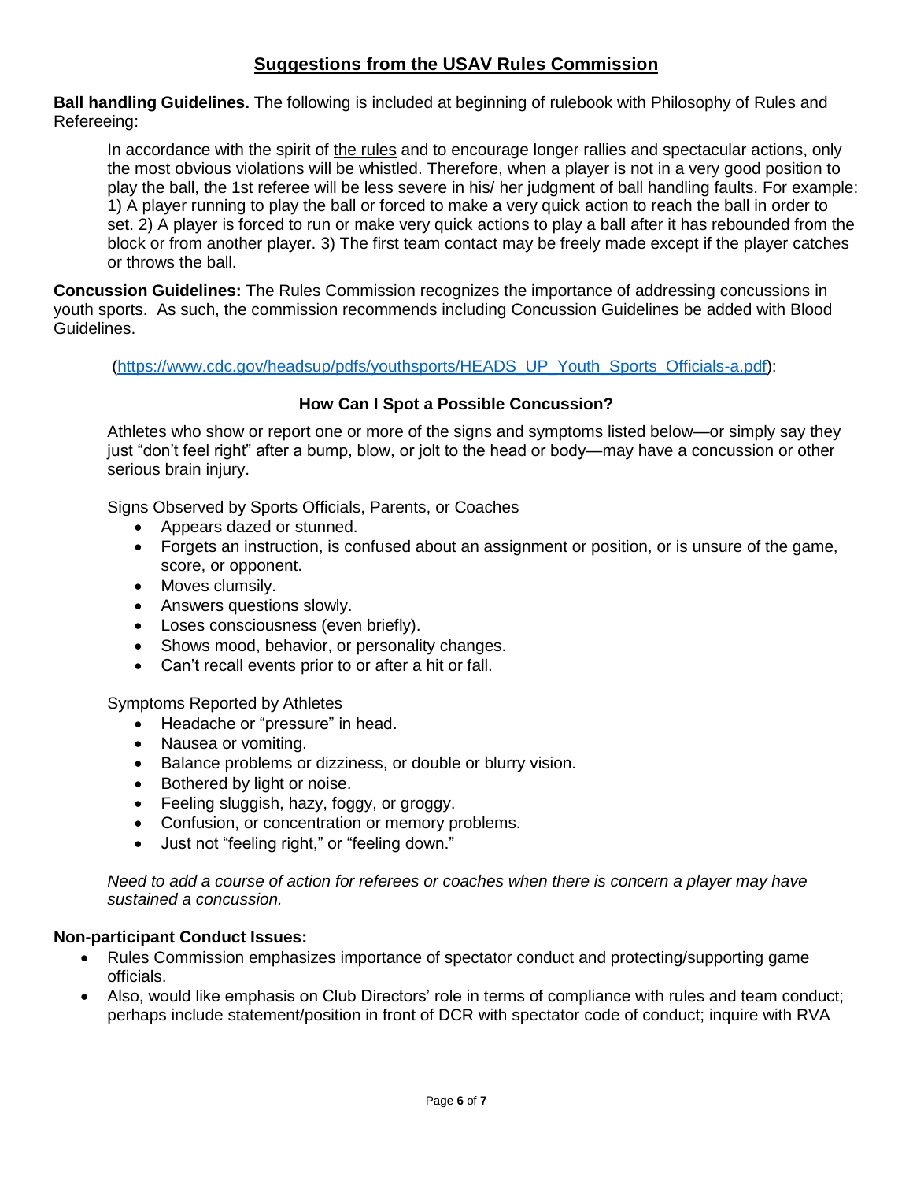## Suggestions from the USAV Rules Commission

**Ball handling Guidelines.** The following is included at beginning of rulebook with Philosophy of Rules and Refereeing:

> In accordance with the spirit of the rules and to encourage longer rallies and spectacular actions, only the most obvious violations will be whistled. Therefore, when a player is not in a very good position to play the ball, the 1st referee will be less severe in his/ her judgment of ball handling faults. For example: 1) A player running to play the ball or forced to make a very quick action to reach the ball in order to set. 2) A player is forced to run or make very quick actions to play a ball after it has rebounded from the block or from another player. 3) The first team contact may be freely made except if the player catches or throws the ball.

**Concussion Guidelines:** The Rules Commission recognizes the importance of addressing concussions in youth sports. As such, the commission recommends including Concussion Guidelines be added with Blood Guidelines.

(https://www.cdc.gov/headsup/pdfs/youthsports/HEADS_UP_Youth_Sports_Officials-a.pdf):

### How Can I Spot a Possible Concussion?

Athletes who show or report one or more of the signs and symptoms listed below—or simply say they just "don't feel right" after a bump, blow, or jolt to the head or body—may have a concussion or other serious brain injury.

Signs Observed by Sports Officials, Parents, or Coaches

- Appears dazed or stunned.
- Forgets an instruction, is confused about an assignment or position, or is unsure of the game, score, or opponent.
- Moves clumsily.
- Answers questions slowly.
- Loses consciousness (even briefly).
- Shows mood, behavior, or personality changes.
- Can't recall events prior to or after a hit or fall.

Symptoms Reported by Athletes

- Headache or "pressure" in head.
- Nausea or vomiting.
- Balance problems or dizziness, or double or blurry vision.
- Bothered by light or noise.
- Feeling sluggish, hazy, foggy, or groggy.
- Confusion, or concentration or memory problems.
- Just not "feeling right," or "feeling down."

*Need to add a course of action for referees or coaches when there is concern a player may have sustained a concussion.*

**Non-participant Conduct Issues:**

- Rules Commission emphasizes importance of spectator conduct and protecting/supporting game officials.
- Also, would like emphasis on Club Directors' role in terms of compliance with rules and team conduct; perhaps include statement/position in front of DCR with spectator code of conduct; inquire with RVA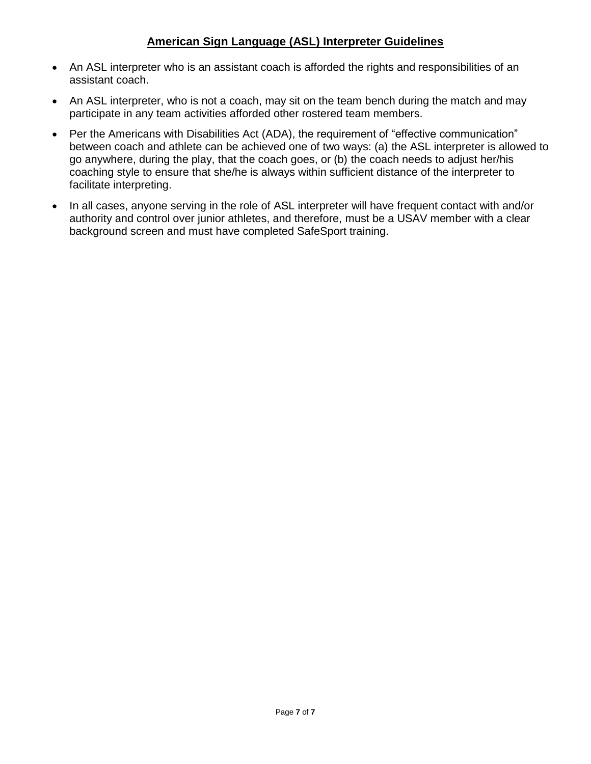## American Sign Language (ASL) Interpreter Guidelines

- An ASL interpreter who is an assistant coach is afforded the rights and responsibilities of an assistant coach.
- An ASL interpreter, who is not a coach, may sit on the team bench during the match and may participate in any team activities afforded other rostered team members.
- Per the Americans with Disabilities Act (ADA), the requirement of "effective communication" between coach and athlete can be achieved one of two ways: (a) the ASL interpreter is allowed to go anywhere, during the play, that the coach goes, or (b) the coach needs to adjust her/his coaching style to ensure that she/he is always within sufficient distance of the interpreter to facilitate interpreting.
- In all cases, anyone serving in the role of ASL interpreter will have frequent contact with and/or authority and control over junior athletes, and therefore, must be a USAV member with a clear background screen and must have completed SafeSport training.